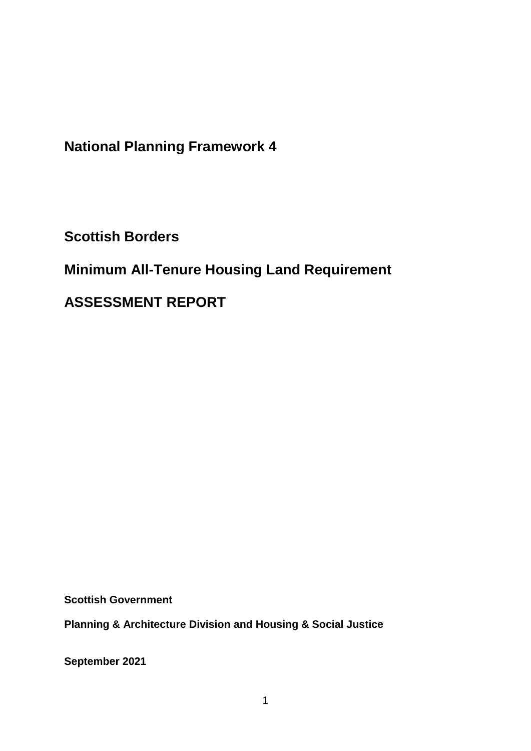# National Planning Framework 4

## Scottish Borders

## Minimum All-Tenure Housing Land Requirement

## ASSESSMENT REPORT

**Scottish Government**

**Planning & Architecture Division and Housing & Social Justice**

**September 2021**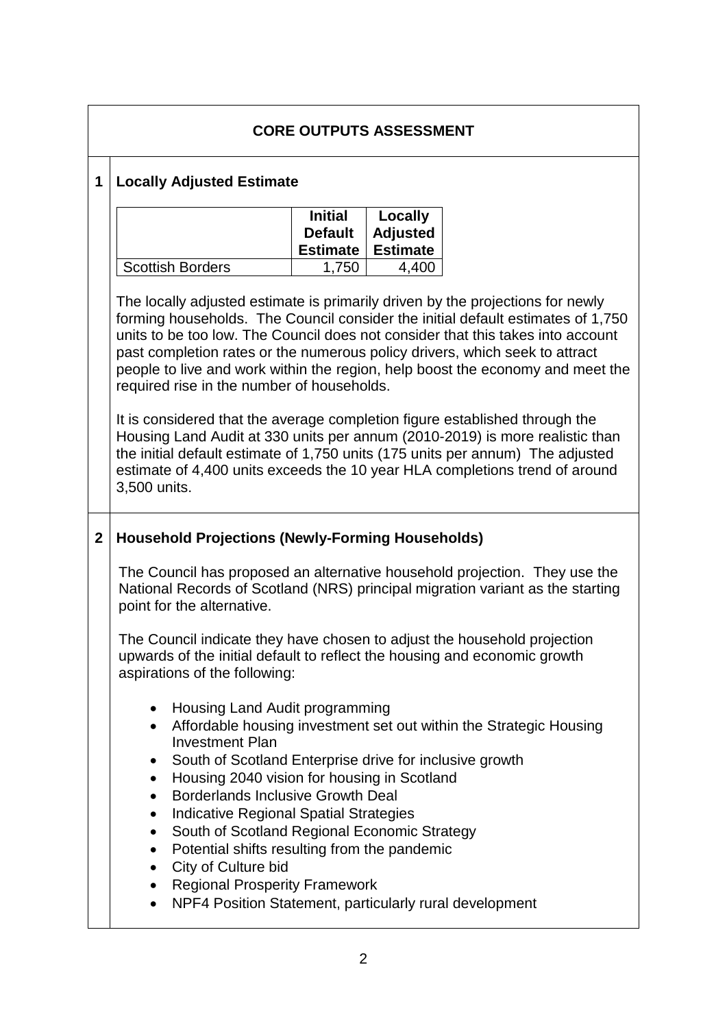## CORE OUTPUTS ASSESSMENT

### 1 Locally Adjusted Estimate

| | Initial Default Estimate | Locally Adjusted Estimate |
|---|---|---|
| Scottish Borders | 1,750 | 4,400 |

The locally adjusted estimate is primarily driven by the projections for newly forming households. The Council consider the initial default estimates of 1,750 units to be too low. The Council does not consider that this takes into account past completion rates or the numerous policy drivers, which seek to attract people to live and work within the region, help boost the economy and meet the required rise in the number of households.

It is considered that the average completion figure established through the Housing Land Audit at 330 units per annum (2010-2019) is more realistic than the initial default estimate of 1,750 units (175 units per annum) The adjusted estimate of 4,400 units exceeds the 10 year HLA completions trend of around 3,500 units.

### 2 Household Projections (Newly-Forming Households)

The Council has proposed an alternative household projection. They use the National Records of Scotland (NRS) principal migration variant as the starting point for the alternative.

The Council indicate they have chosen to adjust the household projection upwards of the initial default to reflect the housing and economic growth aspirations of the following:

- Housing Land Audit programming
- Affordable housing investment set out within the Strategic Housing Investment Plan
- South of Scotland Enterprise drive for inclusive growth
- Housing 2040 vision for housing in Scotland
- Borderlands Inclusive Growth Deal
- Indicative Regional Spatial Strategies
- South of Scotland Regional Economic Strategy
- Potential shifts resulting from the pandemic
- City of Culture bid
- Regional Prosperity Framework
- NPF4 Position Statement, particularly rural development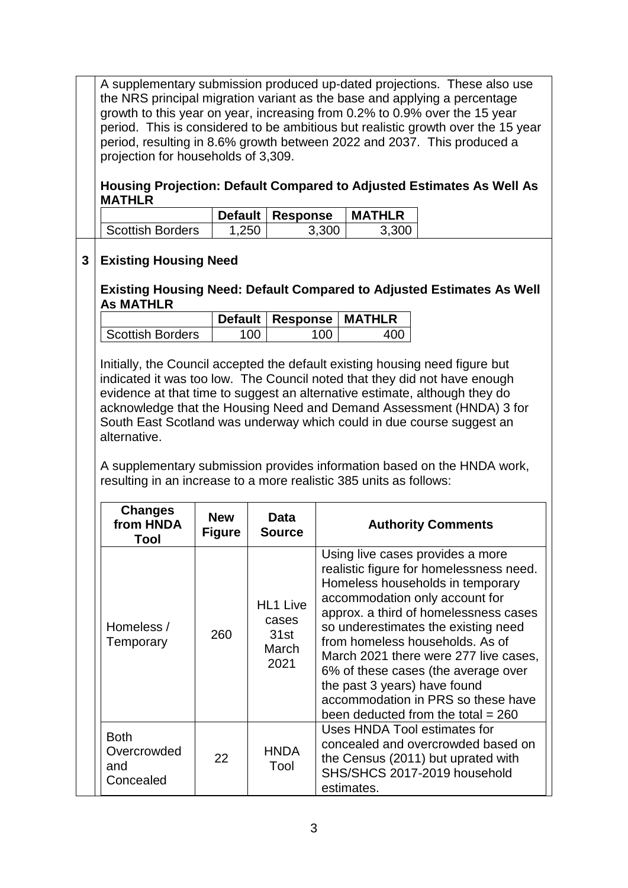A supplementary submission produced up-dated projections. These also use the NRS principal migration variant as the base and applying a percentage growth to this year on year, increasing from 0.2% to 0.9% over the 15 year period. This is considered to be ambitious but realistic growth over the 15 year period, resulting in 8.6% growth between 2022 and 2037. This produced a projection for households of 3,309.

**Housing Projection: Default Compared to Adjusted Estimates As Well As MATHLR**

| | Default | Response | MATHLR |
|---|---|---|---|
| Scottish Borders | 1,250 | 3,300 | 3,300 |

## 3 Existing Housing Need

**Existing Housing Need: Default Compared to Adjusted Estimates As Well As MATHLR**

| | Default | Response | MATHLR |
|---|---|---|---|
| Scottish Borders | 100 | 100 | 400 |

Initially, the Council accepted the default existing housing need figure but indicated it was too low. The Council noted that they did not have enough evidence at that time to suggest an alternative estimate, although they do acknowledge that the Housing Need and Demand Assessment (HNDA) 3 for South East Scotland was underway which could in due course suggest an alternative.

A supplementary submission provides information based on the HNDA work, resulting in an increase to a more realistic 385 units as follows:

| Changes from HNDA Tool | New Figure | Data Source | Authority Comments |
|---|---|---|---|
| Homeless / Temporary | 260 | HL1 Live cases 31st March 2021 | Using live cases provides a more realistic figure for homelessness need. Homeless households in temporary accommodation only account for approx. a third of homelessness cases so underestimates the existing need from homeless households. As of March 2021 there were 277 live cases, 6% of these cases (the average over the past 3 years) have found accommodation in PRS so these have been deducted from the total = 260 |
| Both Overcrowded and Concealed | 22 | HNDA Tool | Uses HNDA Tool estimates for concealed and overcrowded based on the Census (2011) but uprated with SHS/SHCS 2017-2019 household estimates. |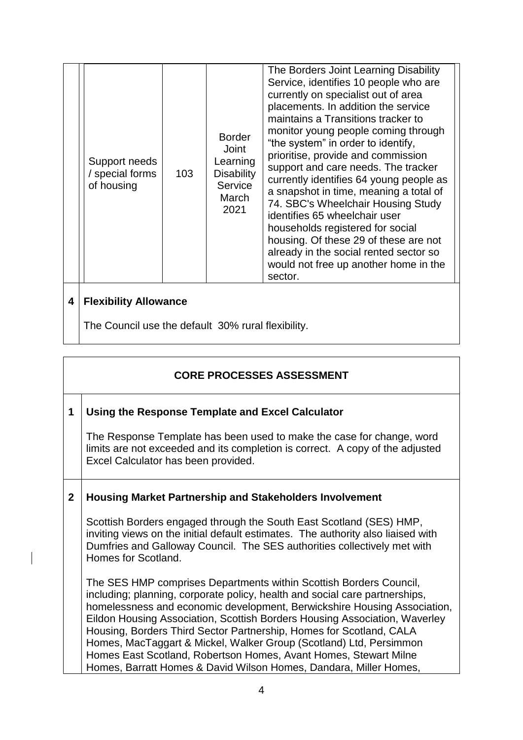| | Support needs / special forms of housing | 103 | Border Joint Learning Disability Service March 2021 | The Borders Joint Learning Disability Service, identifies 10 people who are currently on specialist out of area placements. In addition the service maintains a Transitions tracker to monitor young people coming through "the system" in order to identify, prioritise, provide and commission support and care needs. The tracker currently identifies 64 young people as a snapshot in time, meaning a total of 74. SBC's Wheelchair Housing Study identifies 65 wheelchair user households registered for social housing. Of these 29 of these are not already in the social rented sector so would not free up another home in the sector. |
|---|---|---|---|---|

**4 Flexibility Allowance**

The Council use the default 30% rural flexibility.

## CORE PROCESSES ASSESSMENT

**1 Using the Response Template and Excel Calculator**

The Response Template has been used to make the case for change, word limits are not exceeded and its completion is correct. A copy of the adjusted Excel Calculator has been provided.

**2 Housing Market Partnership and Stakeholders Involvement**

Scottish Borders engaged through the South East Scotland (SES) HMP, inviting views on the initial default estimates. The authority also liaised with Dumfries and Galloway Council. The SES authorities collectively met with Homes for Scotland.

The SES HMP comprises Departments within Scottish Borders Council, including; planning, corporate policy, health and social care partnerships, homelessness and economic development, Berwickshire Housing Association, Eildon Housing Association, Scottish Borders Housing Association, Waverley Housing, Borders Third Sector Partnership, Homes for Scotland, CALA Homes, MacTaggart & Mickel, Walker Group (Scotland) Ltd, Persimmon Homes East Scotland, Robertson Homes, Avant Homes, Stewart Milne Homes, Barratt Homes & David Wilson Homes, Dandara, Miller Homes,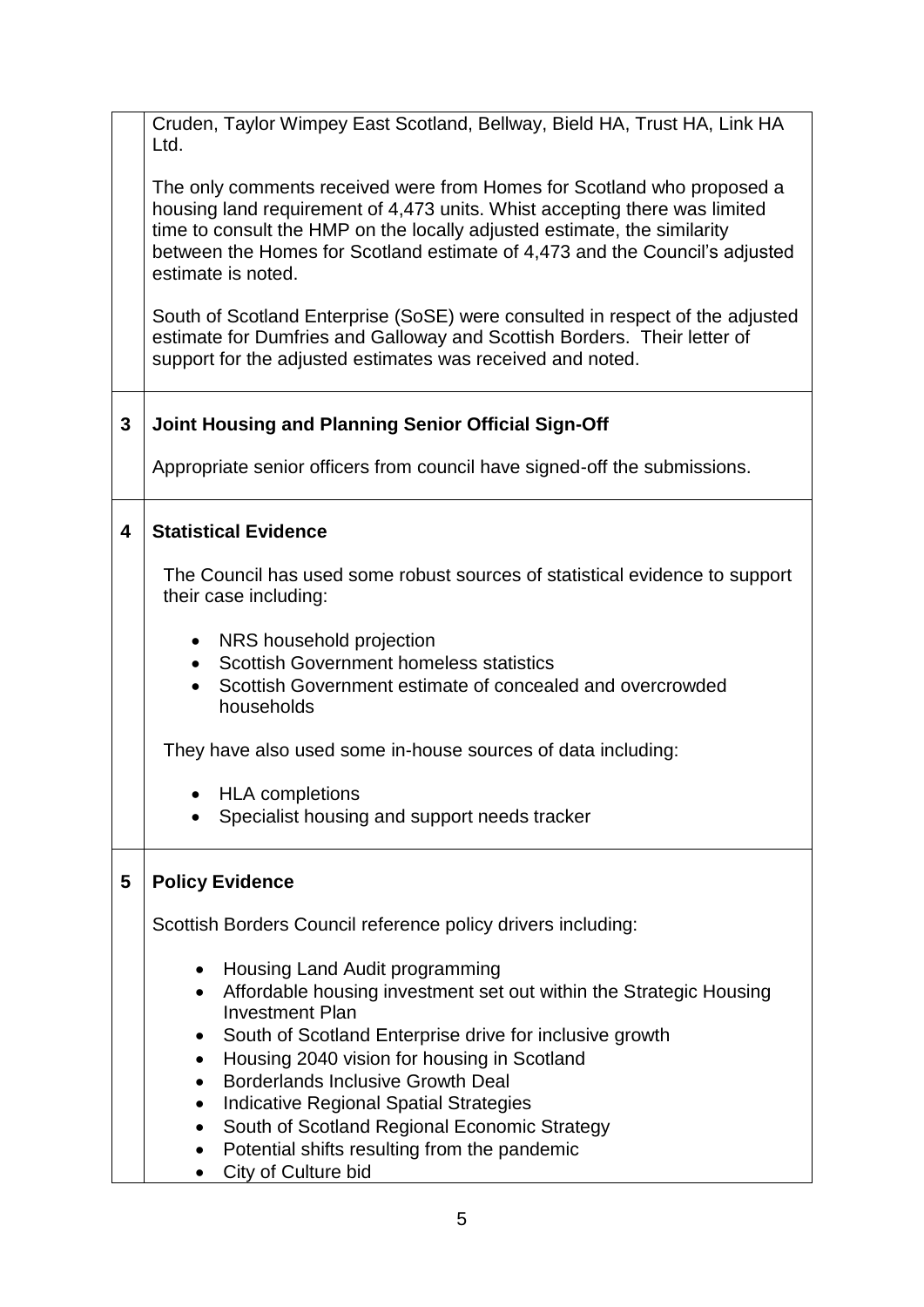| | |
|---|---|
| | Cruden, Taylor Wimpey East Scotland, Bellway, Bield HA, Trust HA, Link HA Ltd.<br><br>The only comments received were from Homes for Scotland who proposed a housing land requirement of 4,473 units. Whist accepting there was limited time to consult the HMP on the locally adjusted estimate, the similarity between the Homes for Scotland estimate of 4,473 and the Council's adjusted estimate is noted.<br><br>South of Scotland Enterprise (SoSE) were consulted in respect of the adjusted estimate for Dumfries and Galloway and Scottish Borders. Their letter of support for the adjusted estimates was received and noted. |
| **3** | **Joint Housing and Planning Senior Official Sign-Off**<br><br>Appropriate senior officers from council have signed-off the submissions. |
| **4** | **Statistical Evidence**<br><br>The Council has used some robust sources of statistical evidence to support their case including:<br><br>• NRS household projection<br>• Scottish Government homeless statistics<br>• Scottish Government estimate of concealed and overcrowded households<br><br>They have also used some in-house sources of data including:<br><br>• HLA completions<br>• Specialist housing and support needs tracker |
| **5** | **Policy Evidence**<br><br>Scottish Borders Council reference policy drivers including:<br><br>• Housing Land Audit programming<br>• Affordable housing investment set out within the Strategic Housing Investment Plan<br>• South of Scotland Enterprise drive for inclusive growth<br>• Housing 2040 vision for housing in Scotland<br>• Borderlands Inclusive Growth Deal<br>• Indicative Regional Spatial Strategies<br>• South of Scotland Regional Economic Strategy<br>• Potential shifts resulting from the pandemic<br>• City of Culture bid |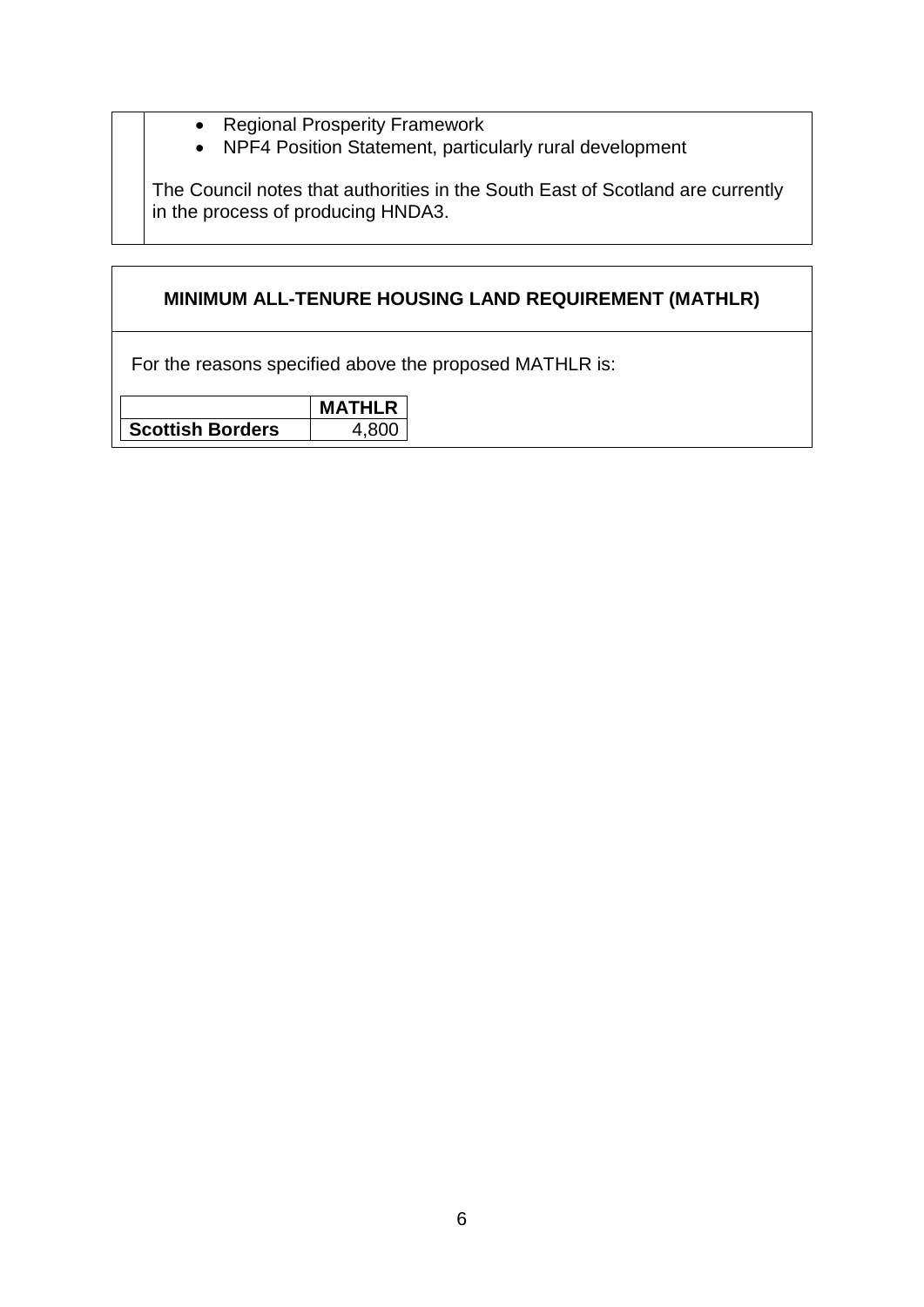- Regional Prosperity Framework
- NPF4 Position Statement, particularly rural development

The Council notes that authorities in the South East of Scotland are currently in the process of producing HNDA3.

**MINIMUM ALL-TENURE HOUSING LAND REQUIREMENT (MATHLR)**

For the reasons specified above the proposed MATHLR is:

| | **MATHLR** |
|---|---|
| **Scottish Borders** | 4,800 |